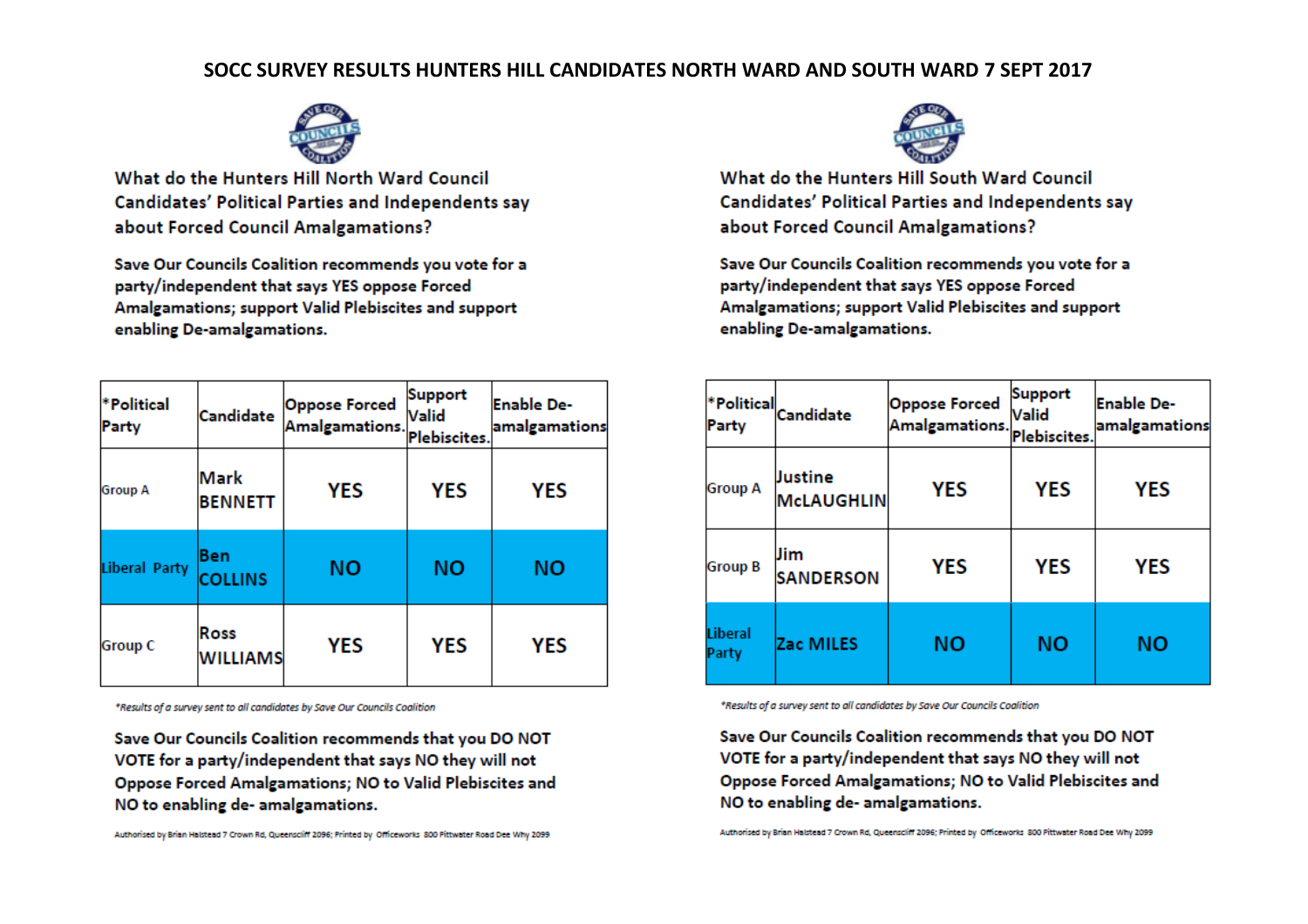# SOCC SURVEY RESULTS HUNTERS HILL CANDIDATES NORTH WARD AND SOUTH WARD 7 SEPT 2017

## What do the Hunters Hill North Ward Council Candidates' Political Parties and Independents say about Forced Council Amalgamations?

**Save Our Councils Coalition recommends you vote for a party/independent that says YES oppose Forced Amalgamations; support Valid Plebiscites and support enabling De-amalgamations.**

| *Political Party | Candidate | Oppose Forced Amalgamations. | Support Valid Plebiscites. | Enable De-amalgamations |
|---|---|---|---|---|
| Group A | Mark BENNETT | YES | YES | YES |
| Liberal Party | Ben COLLINS | NO | NO | NO |
| Group C | Ross WILLIAMS | YES | YES | YES |

*\*Results of a survey sent to all candidates by Save Our Councils Coalition*

**Save Our Councils Coalition recommends that you DO NOT VOTE for a party/independent that says NO they will not Oppose Forced Amalgamations; NO to Valid Plebiscites and NO to enabling de- amalgamations.**

Authorised by Brian Halstead 7 Crown Rd, Queenscliff 2096; Printed by Officeworks 800 Pittwater Road Dee Why 2099

## What do the Hunters Hill South Ward Council Candidates' Political Parties and Independents say about Forced Council Amalgamations?

**Save Our Councils Coalition recommends you vote for a party/independent that says YES oppose Forced Amalgamations; support Valid Plebiscites and support enabling De-amalgamations.**

| *Political Party | Candidate | Oppose Forced Amalgamations. | Support Valid Plebiscites. | Enable De-amalgamations |
|---|---|---|---|---|
| Group A | Justine McLAUGHLIN | YES | YES | YES |
| Group B | Jim SANDERSON | YES | YES | YES |
| Liberal Party | Zac MILES | NO | NO | NO |

*\*Results of a survey sent to all candidates by Save Our Councils Coalition*

**Save Our Councils Coalition recommends that you DO NOT VOTE for a party/independent that says NO they will not Oppose Forced Amalgamations; NO to Valid Plebiscites and NO to enabling de- amalgamations.**

Authorised by Brian Halstead 7 Crown Rd, Queenscliff 2096; Printed by Officeworks 800 Pittwater Road Dee Why 2099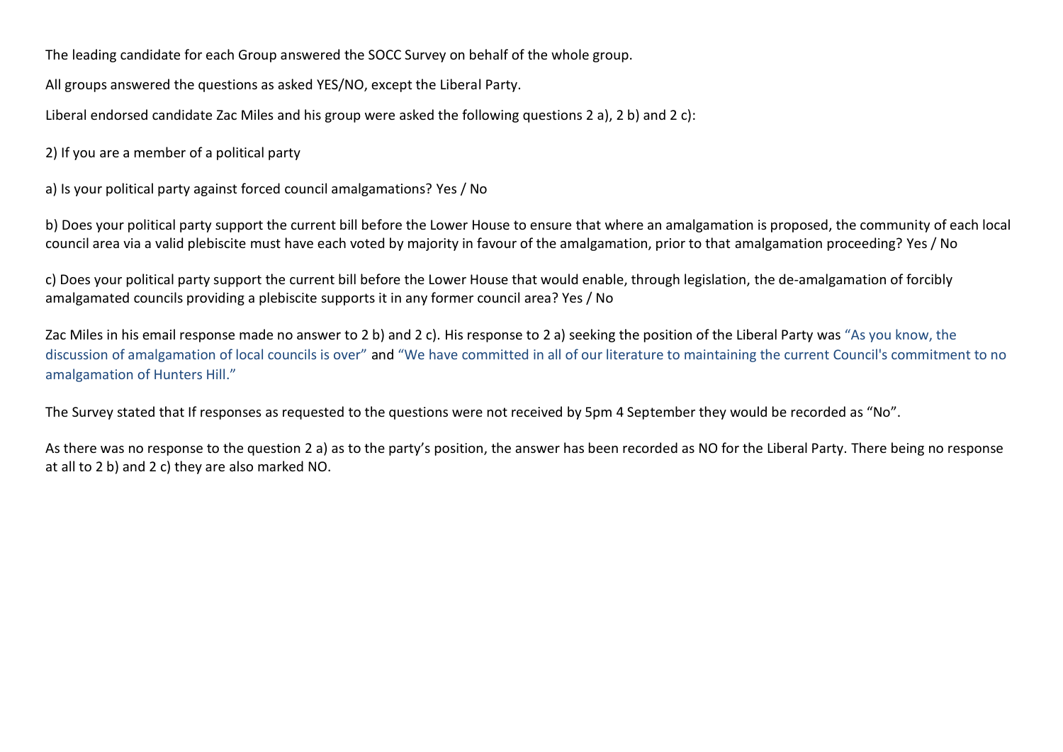The leading candidate for each Group answered the SOCC Survey on behalf of the whole group.

All groups answered the questions as asked YES/NO, except the Liberal Party.

Liberal endorsed candidate Zac Miles and his group were asked the following questions 2 a), 2 b) and 2 c):

2) If you are a member of a political party

a) Is your political party against forced council amalgamations? Yes / No

b) Does your political party support the current bill before the Lower House to ensure that where an amalgamation is proposed, the community of each local council area via a valid plebiscite must have each voted by majority in favour of the amalgamation, prior to that amalgamation proceeding? Yes / No

c) Does your political party support the current bill before the Lower House that would enable, through legislation, the de-amalgamation of forcibly amalgamated councils providing a plebiscite supports it in any former council area? Yes / No

Zac Miles in his email response made no answer to 2 b) and 2 c). His response to 2 a) seeking the position of the Liberal Party was "As you know, the discussion of amalgamation of local councils is over" and "We have committed in all of our literature to maintaining the current Council's commitment to no amalgamation of Hunters Hill."

The Survey stated that If responses as requested to the questions were not received by 5pm 4 September they would be recorded as "No".

As there was no response to the question 2 a) as to the party's position, the answer has been recorded as NO for the Liberal Party. There being no response at all to 2 b) and 2 c) they are also marked NO.